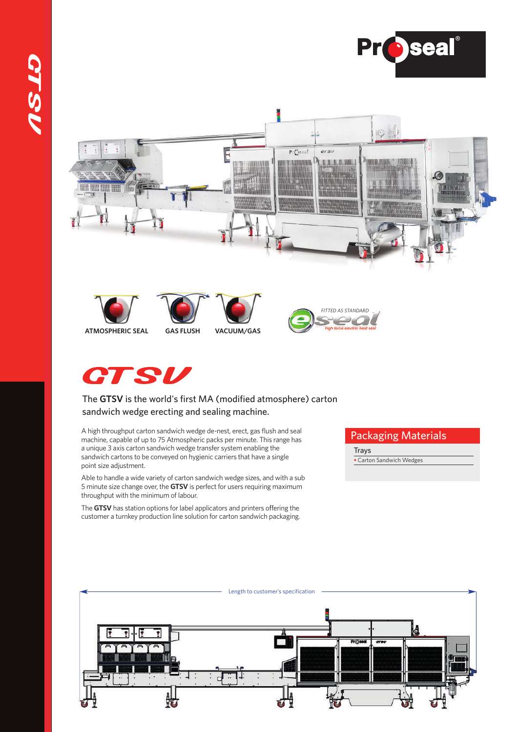# GTSV

ATMOSPHERIC SEAL

GAS FLUSH

VACUUM/GAS

*FITTED AS STANDARD*

*high force electric heat seal*

## GTSV

The **GTSV** is the world's first MA (modified atmosphere) carton sandwich wedge erecting and sealing machine.

A high throughput carton sandwich wedge de-nest, erect, gas flush and seal machine, capable of up to 75 Atmospheric packs per minute. This range has a unique 3 axis carton sandwich wedge transfer system enabling the sandwich cartons to be conveyed on hygienic carriers that have a single point size adjustment.

Able to handle a wide variety of carton sandwich wedge sizes, and with a sub 5 minute size change over, the **GTSV** is perfect for users requiring maximum throughput with the minimum of labour.

The **GTSV** has station options for label applicators and printers offering the customer a turnkey production line solution for carton sandwich packaging.

## Packaging Materials

Trays

- Carton Sandwich Wedges

Length to customer's specification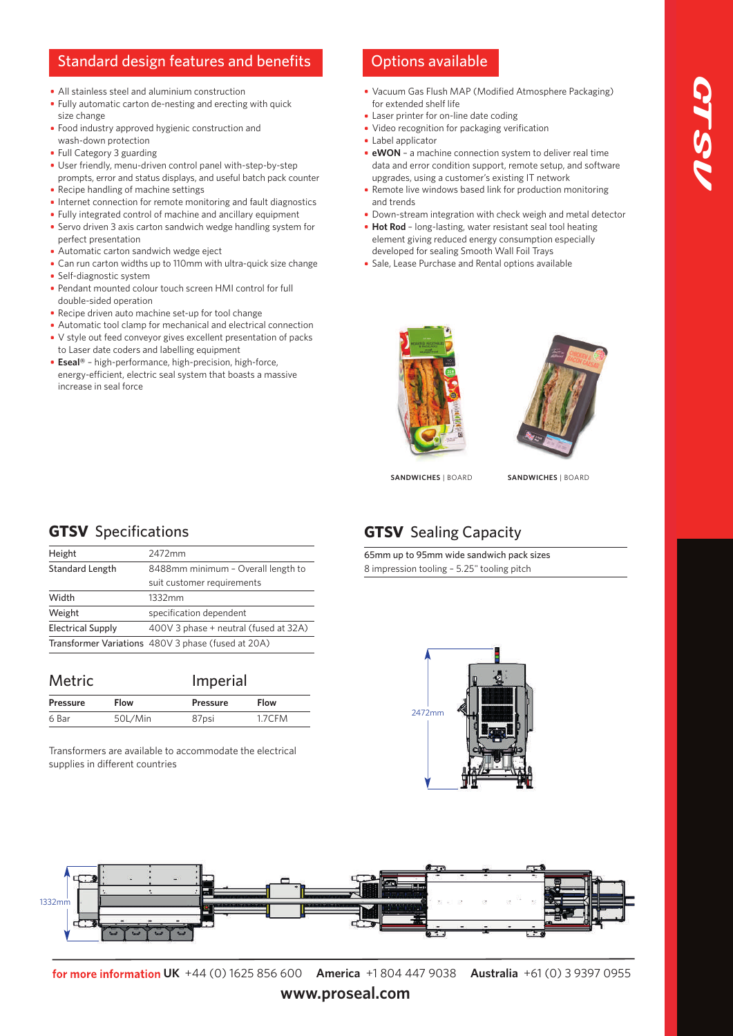## Standard design features and benefits

- All stainless steel and aluminium construction
- Fully automatic carton de-nesting and erecting with quick size change
- Food industry approved hygienic construction and wash-down protection
- Full Category 3 guarding
- User friendly, menu-driven control panel with-step-by-step prompts, error and status displays, and useful batch pack counter
- Recipe handling of machine settings
- Internet connection for remote monitoring and fault diagnostics
- Fully integrated control of machine and ancillary equipment
- Servo driven 3 axis carton sandwich wedge handling system for perfect presentation
- Automatic carton sandwich wedge eject
- Can run carton widths up to 110mm with ultra-quick size change
- Self-diagnostic system
- Pendant mounted colour touch screen HMI control for full double-sided operation
- Recipe driven auto machine set-up for tool change
- Automatic tool clamp for mechanical and electrical connection
- V style out feed conveyor gives excellent presentation of packs to Laser date coders and labelling equipment
- **Eseal**® – high-performance, high-precision, high-force, energy-efficient, electric seal system that boasts a massive increase in seal force

## Options available

- Vacuum Gas Flush MAP (Modified Atmosphere Packaging) for extended shelf life
- Laser printer for on-line date coding
- Video recognition for packaging verification
- Label applicator
- **eWON** – a machine connection system to deliver real time data and error condition support, remote setup, and software upgrades, using a customer's existing IT network
- Remote live windows based link for production monitoring and trends
- Down-stream integration with check weigh and metal detector
- **Hot Rod** – long-lasting, water resistant seal tool heating element giving reduced energy consumption especially developed for sealing Smooth Wall Foil Trays
- Sale, Lease Purchase and Rental options available

**SANDWICHES** | BOARD

**SANDWICHES** | BOARD

## **GTSV** Specifications

| | |
|---|---|
| Height | 2472mm |
| Standard Length | 8488mm minimum – Overall length to suit customer requirements |
| Width | 1332mm |
| Weight | specification dependent |
| Electrical Supply | 400V 3 phase + neutral (fused at 32A) |
| Transformer Variations | 480V 3 phase (fused at 20A) |

| Metric | | Imperial | |
|---|---|---|---|
| **Pressure** | **Flow** | **Pressure** | **Flow** |
| 6 Bar | 50L/Min | 87psi | 1.7CFM |

Transformers are available to accommodate the electrical supplies in different countries

## **GTSV** Sealing Capacity

65mm up to 95mm wide sandwich pack sizes
8 impression tooling – 5.25" tooling pitch

2472mm

1332mm

**for more information UK** +44 (0) 1625 856 600 **America** +1 804 447 9038 **Australia** +61 (0) 3 9397 0955

**www.proseal.com**